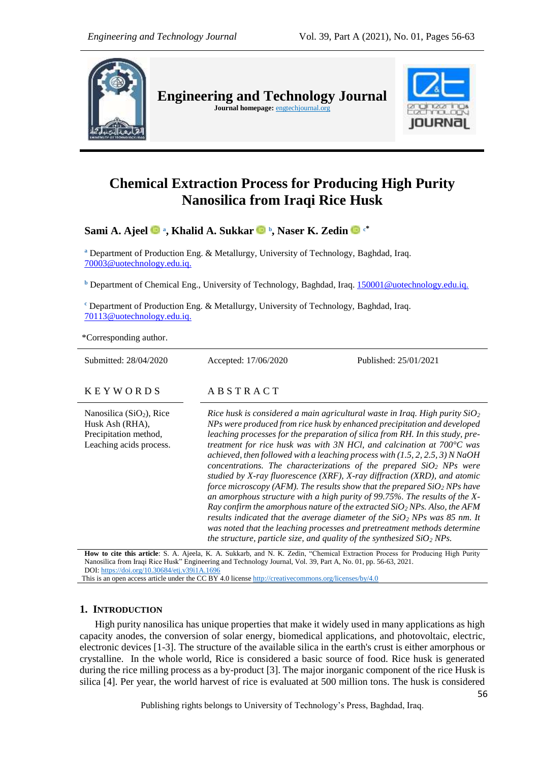# Chemical Extraction Process for Producing High Purity Nanosilica from Iraqi Rice Husk

**Sami A. Ajeel** [a], **Khalid A. Sukkar** [b], **Naser K. Zedin** [c*]

[a] Department of Production Eng. & Metallurgy, University of Technology, Baghdad, Iraq. 70003@uotechnology.edu.iq.

[b] Department of Chemical Eng., University of Technology, Baghdad, Iraq. 150001@uotechnology.edu.iq.

[c] Department of Production Eng. & Metallurgy, University of Technology, Baghdad, Iraq. 70113@uotechnology.edu.iq.

*Corresponding author.

Submitted: 28/04/2020 Accepted: 17/06/2020 Published: 25/01/2021

## KEYWORDS

Nanosilica ($SiO_2$), Rice Husk Ash (RHA), Precipitation method, Leaching acids process.

## ABSTRACT

*Rice husk is considered a main agricultural waste in Iraq. High purity $SiO_2$ NPs were produced from rice husk by enhanced precipitation and developed leaching processes for the preparation of silica from RH. In this study, pre-treatment for rice husk was with 3N HCl, and calcination at 700°C was achieved, then followed with a leaching process with (1.5, 2, 2.5, 3) N NaOH concentrations. The characterizations of the prepared $SiO_2$ NPs were studied by X-ray fluorescence (XRF), X-ray diffraction (XRD), and atomic force microscopy (AFM). The results show that the prepared $SiO_2$ NPs have an amorphous structure with a high purity of 99.75%. The results of the X-Ray confirm the amorphous nature of the extracted $SiO_2$ NPs. Also, the AFM results indicated that the average diameter of the $SiO_2$ NPs was 85 nm. It was noted that the leaching processes and pretreatment methods determine the structure, particle size, and quality of the synthesized $SiO_2$ NPs.*

**How to cite this article**: S. A. Ajeela, K. A. Sukkarb, and N. K. Zedin, "Chemical Extraction Process for Producing High Purity Nanosilica from Iraqi Rice Husk" Engineering and Technology Journal, Vol. 39, Part A, No. 01, pp. 56-63, 2021.
DOI: https://doi.org/10.30684/etj.v39i1A.1696
This is an open access article under the CC BY 4.0 license http://creativecommons.org/licenses/by/4.0

## 1. Introduction

High purity nanosilica has unique properties that make it widely used in many applications as high capacity anodes, the conversion of solar energy, biomedical applications, and photovoltaic, electric, electronic devices [1-3]. The structure of the available silica in the earth's crust is either amorphous or crystalline. In the whole world, Rice is considered a basic source of food. Rice husk is generated during the rice milling process as a by-product [3]. The major inorganic component of the rice Husk is silica [4]. Per year, the world harvest of rice is evaluated at 500 million tons. The husk is considered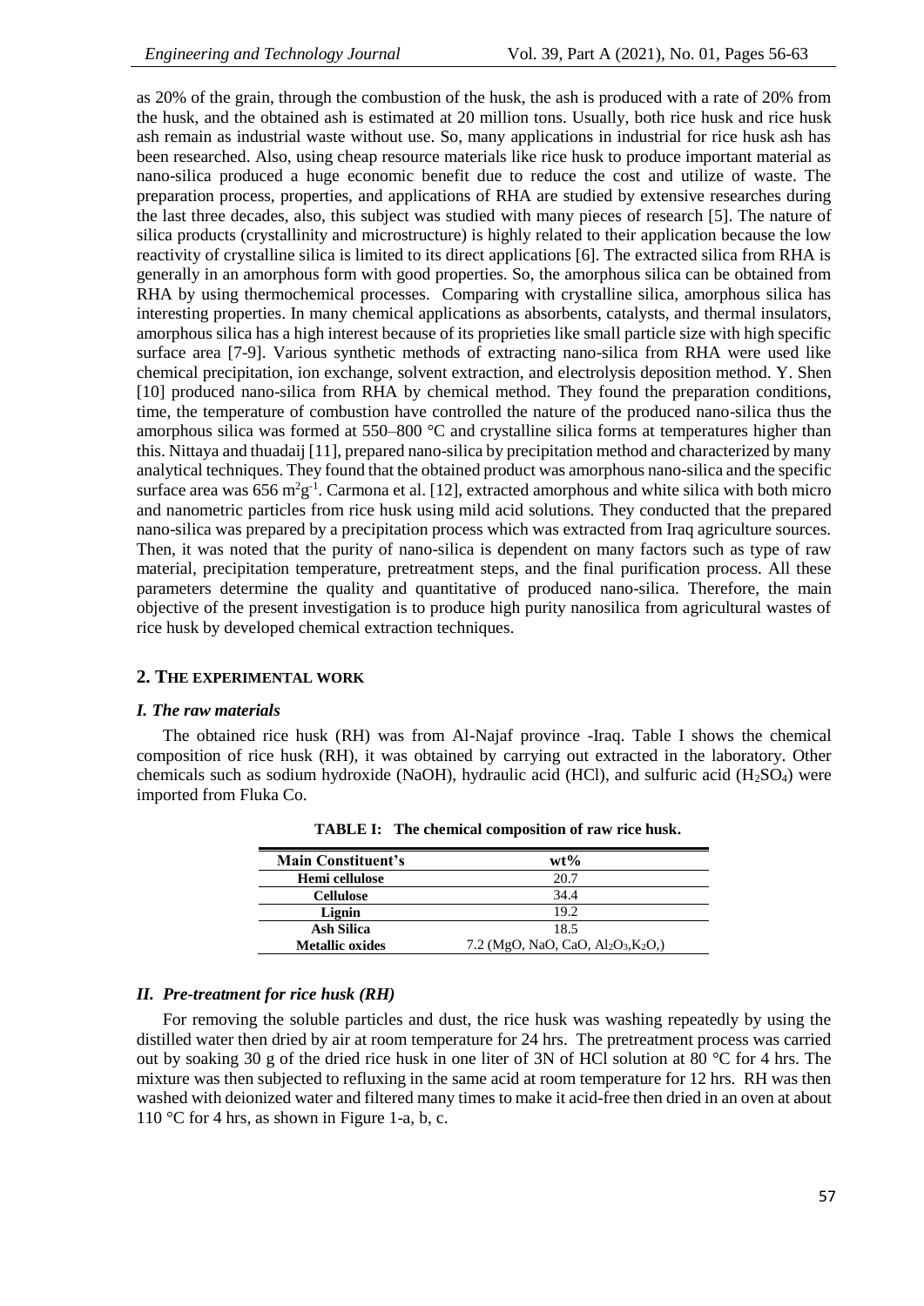as 20% of the grain, through the combustion of the husk, the ash is produced with a rate of 20% from the husk, and the obtained ash is estimated at 20 million tons. Usually, both rice husk and rice husk ash remain as industrial waste without use. So, many applications in industrial for rice husk ash has been researched. Also, using cheap resource materials like rice husk to produce important material as nano-silica produced a huge economic benefit due to reduce the cost and utilize of waste. The preparation process, properties, and applications of RHA are studied by extensive researches during the last three decades, also, this subject was studied with many pieces of research [5]. The nature of silica products (crystallinity and microstructure) is highly related to their application because the low reactivity of crystalline silica is limited to its direct applications [6]. The extracted silica from RHA is generally in an amorphous form with good properties. So, the amorphous silica can be obtained from RHA by using thermochemical processes. Comparing with crystalline silica, amorphous silica has interesting properties. In many chemical applications as absorbents, catalysts, and thermal insulators, amorphous silica has a high interest because of its proprieties like small particle size with high specific surface area [7-9]. Various synthetic methods of extracting nano-silica from RHA were used like chemical precipitation, ion exchange, solvent extraction, and electrolysis deposition method. Y. Shen [10] produced nano-silica from RHA by chemical method. They found the preparation conditions, time, the temperature of combustion have controlled the nature of the produced nano-silica thus the amorphous silica was formed at 550–800 °C and crystalline silica forms at temperatures higher than this. Nittaya and thuadaij [11], prepared nano-silica by precipitation method and characterized by many analytical techniques. They found that the obtained product was amorphous nano-silica and the specific surface area was 656 $m^2g^{-1}$. Carmona et al. [12], extracted amorphous and white silica with both micro and nanometric particles from rice husk using mild acid solutions. They conducted that the prepared nano-silica was prepared by a precipitation process which was extracted from Iraq agriculture sources. Then, it was noted that the purity of nano-silica is dependent on many factors such as type of raw material, precipitation temperature, pretreatment steps, and the final purification process. All these parameters determine the quality and quantitative of produced nano-silica. Therefore, the main objective of the present investigation is to produce high purity nanosilica from agricultural wastes of rice husk by developed chemical extraction techniques.

## 2. The experimental work

### *I. The raw materials*

The obtained rice husk (RH) was from Al-Najaf province -Iraq. Table I shows the chemical composition of rice husk (RH), it was obtained by carrying out extracted in the laboratory. Other chemicals such as sodium hydroxide (NaOH), hydraulic acid (HCl), and sulfuric acid ($H_2SO_4$) were imported from Fluka Co.

**TABLE I: The chemical composition of raw rice husk.**

| Main Constituent's | wt% |
|---|---|
| Hemi cellulose | 20.7 |
| Cellulose | 34.4 |
| Lignin | 19.2 |
| Ash Silica | 18.5 |
| Metallic oxides | 7.2 (MgO, NaO, CaO, $Al_2O_3$,$K_2O$,) |

### *II. Pre-treatment for rice husk (RH)*

For removing the soluble particles and dust, the rice husk was washing repeatedly by using the distilled water then dried by air at room temperature for 24 hrs. The pretreatment process was carried out by soaking 30 g of the dried rice husk in one liter of 3N of HCl solution at 80 °C for 4 hrs. The mixture was then subjected to refluxing in the same acid at room temperature for 12 hrs. RH was then washed with deionized water and filtered many times to make it acid-free then dried in an oven at about 110 °C for 4 hrs, as shown in Figure 1-a, b, c.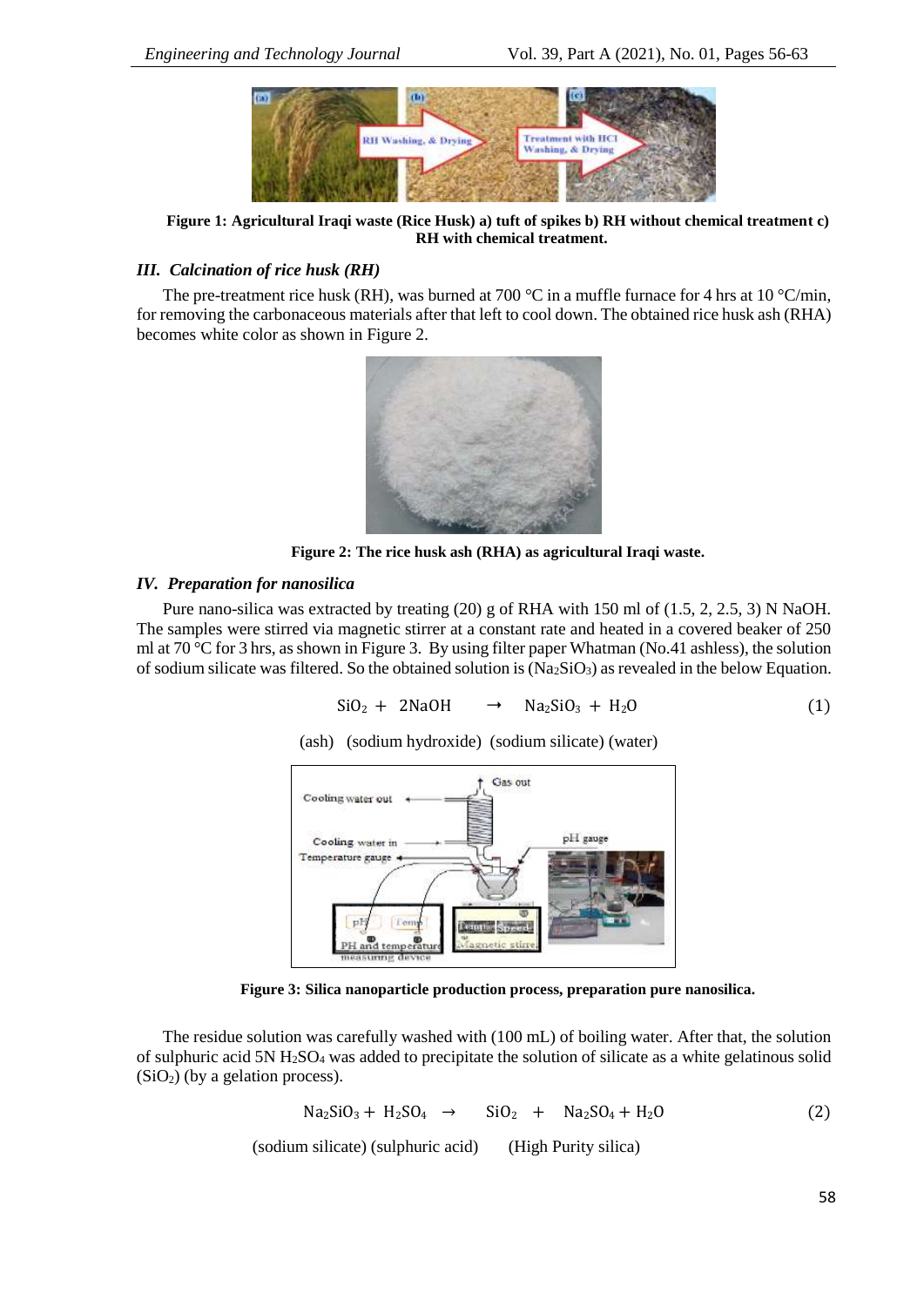Figure 1: Agricultural Iraqi waste (Rice Husk) a) tuft of spikes b) RH without chemical treatment c) RH with chemical treatment.

### *III. Calcination of rice husk (RH)*

The pre-treatment rice husk (RH), was burned at 700 °C in a muffle furnace for 4 hrs at 10 °C/min, for removing the carbonaceous materials after that left to cool down. The obtained rice husk ash (RHA) becomes white color as shown in Figure 2.

Figure 2: The rice husk ash (RHA) as agricultural Iraqi waste.

### *IV. Preparation for nanosilica*

Pure nano-silica was extracted by treating (20) g of RHA with 150 ml of (1.5, 2, 2.5, 3) N NaOH. The samples were stirred via magnetic stirrer at a constant rate and heated in a covered beaker of 250 ml at 70 °C for 3 hrs, as shown in Figure 3. By using filter paper Whatman (No.41 ashless), the solution of sodium silicate was filtered. So the obtained solution is ($Na_2SiO_3$) as revealed in the below Equation.

$$SiO_2 + 2NaOH \rightarrow Na_2SiO_3 + H_2O \quad (1)$$

(ash) (sodium hydroxide) (sodium silicate) (water)

Figure 3: Silica nanoparticle production process, preparation pure nanosilica.

The residue solution was carefully washed with (100 mL) of boiling water. After that, the solution of sulphuric acid 5N $H_2SO_4$ was added to precipitate the solution of silicate as a white gelatinous solid ($SiO_2$) (by a gelation process).

$$Na_2SiO_3 + H_2SO_4 \rightarrow SiO_2 + Na_2SO_4 + H_2O \quad (2)$$

(sodium silicate) (sulphuric acid) (High Purity silica)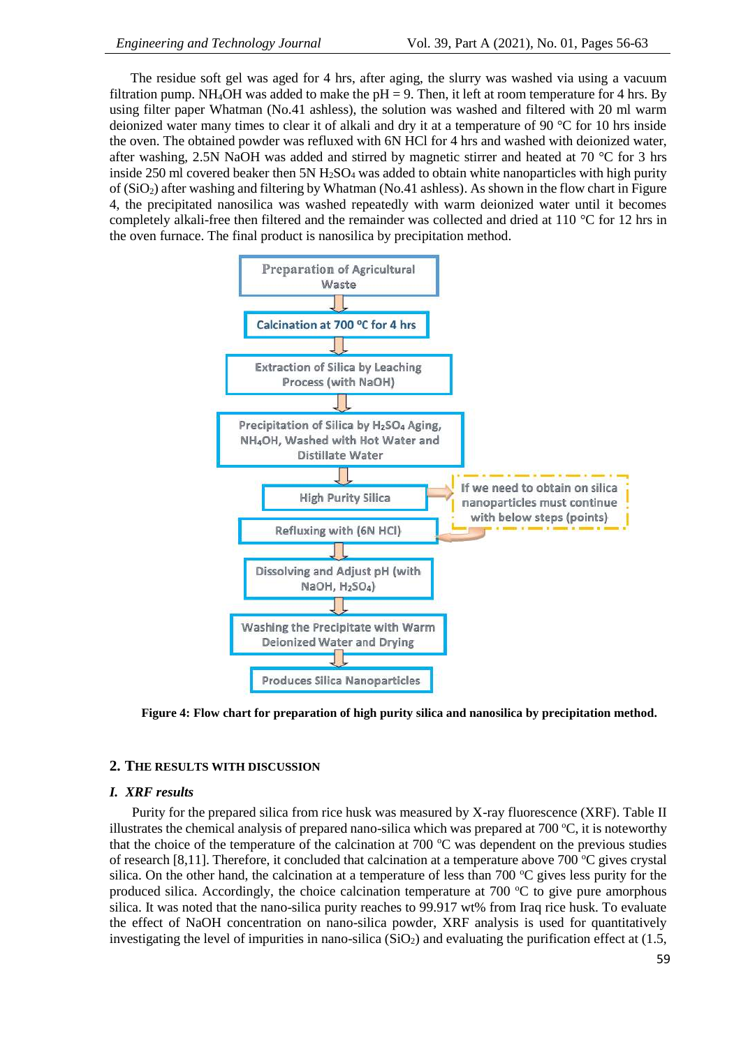The residue soft gel was aged for 4 hrs, after aging, the slurry was washed via using a vacuum filtration pump. $NH_4OH$ was added to make the pH = 9. Then, it left at room temperature for 4 hrs. By using filter paper Whatman (No.41 ashless), the solution was washed and filtered with 20 ml warm deionized water many times to clear it of alkali and dry it at a temperature of 90 °C for 10 hrs inside the oven. The obtained powder was refluxed with 6N HCl for 4 hrs and washed with deionized water, after washing, 2.5N NaOH was added and stirred by magnetic stirrer and heated at 70 °C for 3 hrs inside 250 ml covered beaker then 5N $H_2SO_4$ was added to obtain white nanoparticles with high purity of ($SiO_2$) after washing and filtering by Whatman (No.41 ashless). As shown in the flow chart in Figure 4, the precipitated nanosilica was washed repeatedly with warm deionized water until it becomes completely alkali-free then filtered and the remainder was collected and dried at 110 °C for 12 hrs in the oven furnace. The final product is nanosilica by precipitation method.

Preparation of Agricultural Waste
↓
Calcination at 700 °C for 4 hrs
↓
Extraction of Silica by Leaching Process (with NaOH)
↓
Precipitation of Silica by $H_2SO_4$ Aging, $NH_4OH$, Washed with Hot Water and Distillate Water
↓
High Purity Silica → If we need to obtain on silica nanoparticles must continue with below steps (points)
↓
Refluxing with (6N HCl)
↓
Dissolving and Adjust pH (with NaOH, $H_2SO_4$)
↓
Washing the Precipitate with Warm Deionized Water and Drying
↓
Produces Silica Nanoparticles

**Figure 4: Flow chart for preparation of high purity silica and nanosilica by precipitation method.**

## 2. The Results with Discussion

### I. XRF results

Purity for the prepared silica from rice husk was measured by X-ray fluorescence (XRF). Table II illustrates the chemical analysis of prepared nano-silica which was prepared at 700 °C, it is noteworthy that the choice of the temperature of the calcination at 700 °C was dependent on the previous studies of research [8,11]. Therefore, it concluded that calcination at a temperature above 700 °C gives crystal silica. On the other hand, the calcination at a temperature of less than 700 °C gives less purity for the produced silica. Accordingly, the choice calcination temperature at 700 °C to give pure amorphous silica. It was noted that the nano-silica purity reaches to 99.917 wt% from Iraq rice husk. To evaluate the effect of NaOH concentration on nano-silica powder, XRF analysis is used for quantitatively investigating the level of impurities in nano-silica ($SiO_2$) and evaluating the purification effect at (1.5,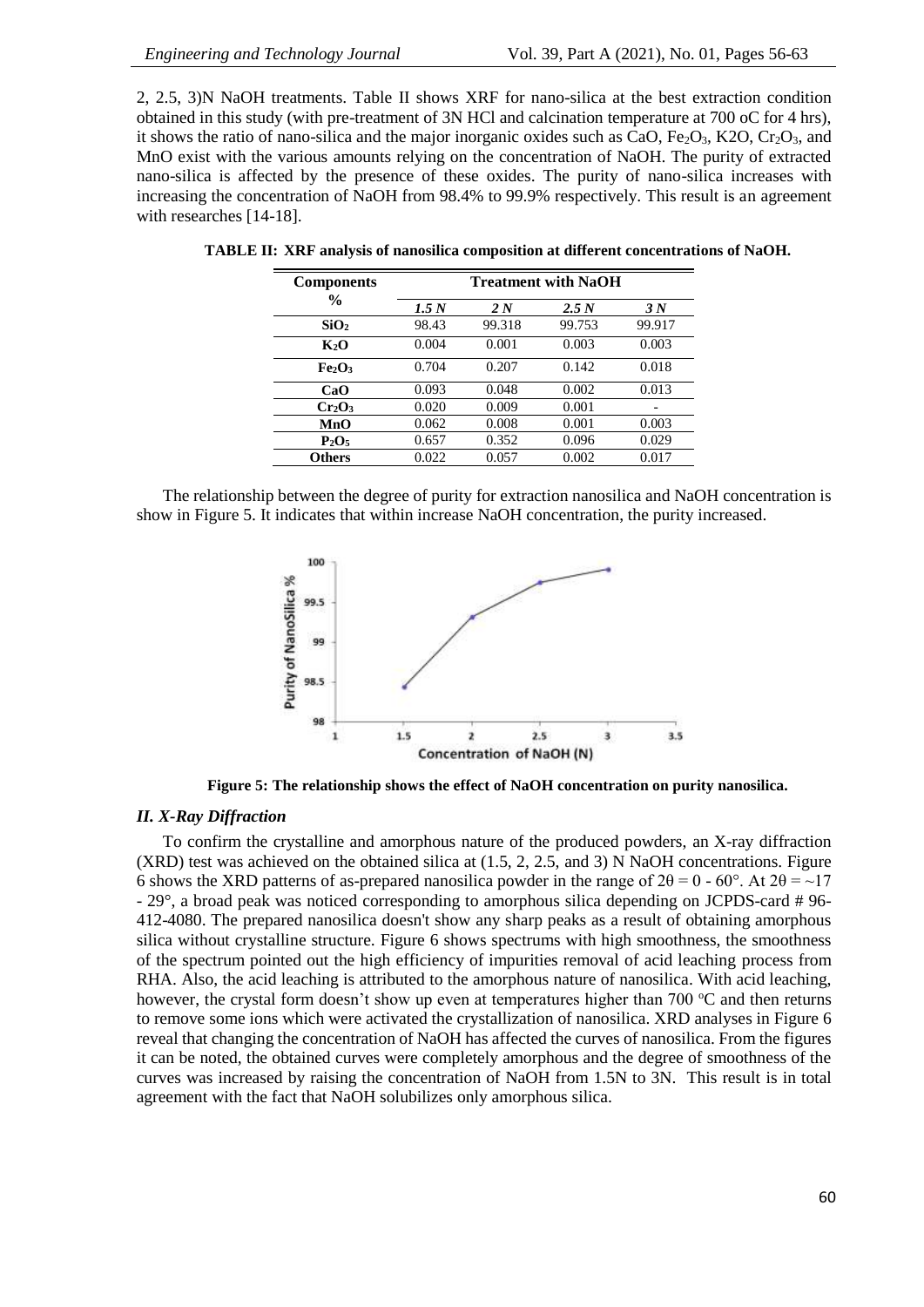2, 2.5, 3)N NaOH treatments. Table II shows XRF for nano-silica at the best extraction condition obtained in this study (with pre-treatment of 3N HCl and calcination temperature at 700 oC for 4 hrs), it shows the ratio of nano-silica and the major inorganic oxides such as CaO, $Fe_2O_3$, K2O, $Cr_2O_3$, and MnO exist with the various amounts relying on the concentration of NaOH. The purity of extracted nano-silica is affected by the presence of these oxides. The purity of nano-silica increases with increasing the concentration of NaOH from 98.4% to 99.9% respectively. This result is an agreement with researches [14-18].

**TABLE II: XRF analysis of nanosilica composition at different concentrations of NaOH.**

| Components % | Treatment with NaOH | | | |
|---|---|---|---|---|
| | *1.5 N* | *2 N* | *2.5 N* | *3 N* |
| $SiO_2$ | 98.43 | 99.318 | 99.753 | 99.917 |
| $K_2O$ | 0.004 | 0.001 | 0.003 | 0.003 |
| $Fe_2O_3$ | 0.704 | 0.207 | 0.142 | 0.018 |
| CaO | 0.093 | 0.048 | 0.002 | 0.013 |
| $Cr_2O_3$ | 0.020 | 0.009 | 0.001 | - |
| MnO | 0.062 | 0.008 | 0.001 | 0.003 |
| $P_2O_5$ | 0.657 | 0.352 | 0.096 | 0.029 |
| Others | 0.022 | 0.057 | 0.002 | 0.017 |

The relationship between the degree of purity for extraction nanosilica and NaOH concentration is show in Figure 5. It indicates that within increase NaOH concentration, the purity increased.

**Figure 5: The relationship shows the effect of NaOH concentration on purity nanosilica.**

### *II. X-Ray Diffraction*

To confirm the crystalline and amorphous nature of the produced powders, an X-ray diffraction (XRD) test was achieved on the obtained silica at (1.5, 2, 2.5, and 3) N NaOH concentrations. Figure 6 shows the XRD patterns of as-prepared nanosilica powder in the range of $2\theta = 0$ - $60°$. At $2\theta = \sim 17$ - $29°$, a broad peak was noticed corresponding to amorphous silica depending on JCPDS-card # 96-412-4080. The prepared nanosilica doesn't show any sharp peaks as a result of obtaining amorphous silica without crystalline structure. Figure 6 shows spectrums with high smoothness, the smoothness of the spectrum pointed out the high efficiency of impurities removal of acid leaching process from RHA. Also, the acid leaching is attributed to the amorphous nature of nanosilica. With acid leaching, however, the crystal form doesn't show up even at temperatures higher than 700 °C and then returns to remove some ions which were activated the crystallization of nanosilica. XRD analyses in Figure 6 reveal that changing the concentration of NaOH has affected the curves of nanosilica. From the figures it can be noted, the obtained curves were completely amorphous and the degree of smoothness of the curves was increased by raising the concentration of NaOH from 1.5N to 3N. This result is in total agreement with the fact that NaOH solubilizes only amorphous silica.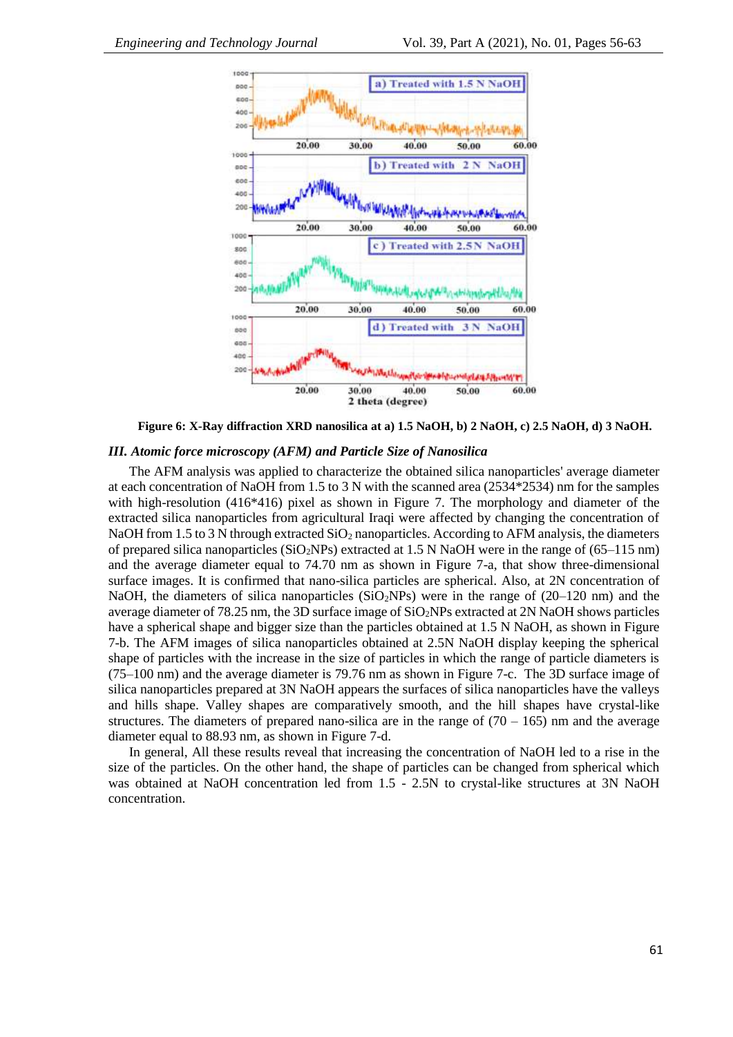Figure 6: X-Ray diffraction XRD nanosilica at a) 1.5 NaOH, b) 2 NaOH, c) 2.5 NaOH, d) 3 NaOH.

### *III. Atomic force microscopy (AFM) and Particle Size of Nanosilica*

The AFM analysis was applied to characterize the obtained silica nanoparticles' average diameter at each concentration of NaOH from 1.5 to 3 N with the scanned area (2534*2534) nm for the samples with high-resolution (416*416) pixel as shown in Figure 7. The morphology and diameter of the extracted silica nanoparticles from agricultural Iraqi were affected by changing the concentration of NaOH from 1.5 to 3 N through extracted $SiO_2$ nanoparticles. According to AFM analysis, the diameters of prepared silica nanoparticles ($SiO_2$NPs) extracted at 1.5 N NaOH were in the range of (65–115 nm) and the average diameter equal to 74.70 nm as shown in Figure 7-a, that show three-dimensional surface images. It is confirmed that nano-silica particles are spherical. Also, at 2N concentration of NaOH, the diameters of silica nanoparticles ($SiO_2$NPs) were in the range of (20–120 nm) and the average diameter of 78.25 nm, the 3D surface image of $SiO_2$NPs extracted at 2N NaOH shows particles have a spherical shape and bigger size than the particles obtained at 1.5 N NaOH, as shown in Figure 7-b. The AFM images of silica nanoparticles obtained at 2.5N NaOH display keeping the spherical shape of particles with the increase in the size of particles in which the range of particle diameters is (75–100 nm) and the average diameter is 79.76 nm as shown in Figure 7-c. The 3D surface image of silica nanoparticles prepared at 3N NaOH appears the surfaces of silica nanoparticles have the valleys and hills shape. Valley shapes are comparatively smooth, and the hill shapes have crystal-like structures. The diameters of prepared nano-silica are in the range of (70 – 165) nm and the average diameter equal to 88.93 nm, as shown in Figure 7-d.

In general, All these results reveal that increasing the concentration of NaOH led to a rise in the size of the particles. On the other hand, the shape of particles can be changed from spherical which was obtained at NaOH concentration led from 1.5 - 2.5N to crystal-like structures at 3N NaOH concentration.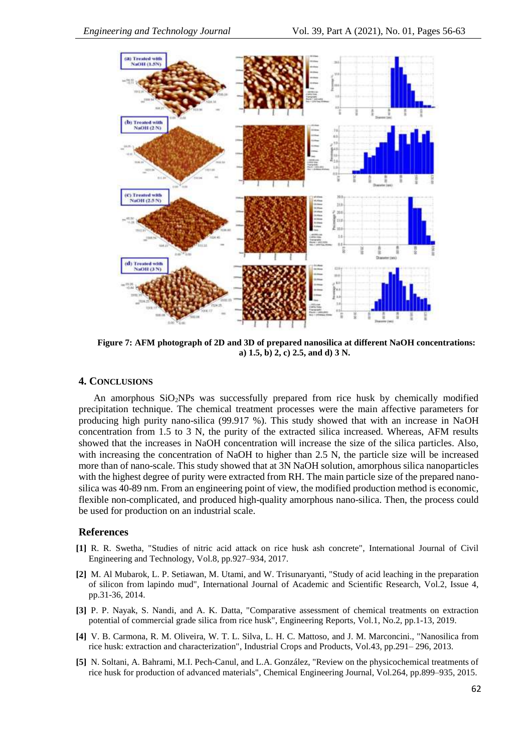Figure 7: AFM photograph of 2D and 3D of prepared nanosilica at different NaOH concentrations: a) 1.5, b) 2, c) 2.5, and d) 3 N.

## 4. Conclusions

An amorphous $SiO_2$NPs was successfully prepared from rice husk by chemically modified precipitation technique. The chemical treatment processes were the main affective parameters for producing high purity nano-silica (99.917 %). This study showed that with an increase in NaOH concentration from 1.5 to 3 N, the purity of the extracted silica increased. Whereas, AFM results showed that the increases in NaOH concentration will increase the size of the silica particles. Also, with increasing the concentration of NaOH to higher than 2.5 N, the particle size will be increased more than of nano-scale. This study showed that at 3N NaOH solution, amorphous silica nanoparticles with the highest degree of purity were extracted from RH. The main particle size of the prepared nano-silica was 40-89 nm. From an engineering point of view, the modified production method is economic, flexible non-complicated, and produced high-quality amorphous nano-silica. Then, the process could be used for production on an industrial scale.

## References

**[1]** R. R. Swetha, "Studies of nitric acid attack on rice husk ash concrete", International Journal of Civil Engineering and Technology, Vol.8, pp.927–934, 2017.

**[2]** M. Al Mubarok, L. P. Setiawan, M. Utami, and W. Trisunaryanti, "Study of acid leaching in the preparation of silicon from lapindo mud", International Journal of Academic and Scientific Research, Vol.2, Issue 4, pp.31-36, 2014.

**[3]** P. P. Nayak, S. Nandi, and A. K. Datta, "Comparative assessment of chemical treatments on extraction potential of commercial grade silica from rice husk", Engineering Reports, Vol.1, No.2, pp.1-13, 2019.

**[4]** V. B. Carmona, R. M. Oliveira, W. T. L. Silva, L. H. C. Mattoso, and J. M. Marconcini., "Nanosilica from rice husk: extraction and characterization", Industrial Crops and Products, Vol.43, pp.291– 296, 2013.

**[5]** N. Soltani, A. Bahrami, M.I. Pech-Canul, and L.A. González, "Review on the physicochemical treatments of rice husk for production of advanced materials", Chemical Engineering Journal, Vol.264, pp.899–935, 2015.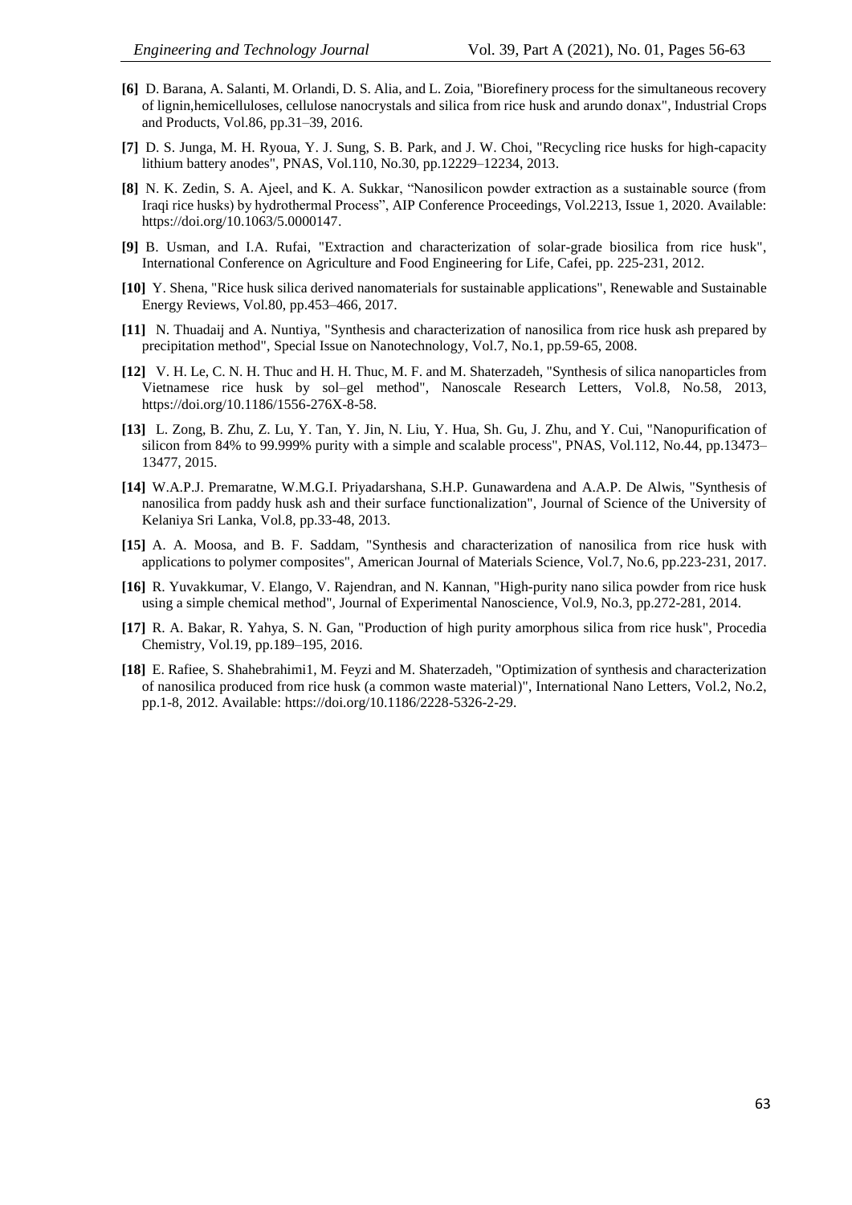**[6]** D. Barana, A. Salanti, M. Orlandi, D. S. Alia, and L. Zoia, "Biorefinery process for the simultaneous recovery of lignin,hemicelluloses, cellulose nanocrystals and silica from rice husk and arundo donax", Industrial Crops and Products, Vol.86, pp.31–39, 2016.

**[7]** D. S. Junga, M. H. Ryoua, Y. J. Sung, S. B. Park, and J. W. Choi, "Recycling rice husks for high-capacity lithium battery anodes", PNAS, Vol.110, No.30, pp.12229–12234, 2013.

**[8]** N. K. Zedin, S. A. Ajeel, and K. A. Sukkar, "Nanosilicon powder extraction as a sustainable source (from Iraqi rice husks) by hydrothermal Process", AIP Conference Proceedings, Vol.2213, Issue 1, 2020. Available: https://doi.org/10.1063/5.0000147.

**[9]** B. Usman, and I.A. Rufai, "Extraction and characterization of solar-grade biosilica from rice husk", International Conference on Agriculture and Food Engineering for Life, Cafei, pp. 225-231, 2012.

**[10]** Y. Shena, "Rice husk silica derived nanomaterials for sustainable applications", Renewable and Sustainable Energy Reviews, Vol.80, pp.453–466, 2017.

**[11]** N. Thuadaij and A. Nuntiya, "Synthesis and characterization of nanosilica from rice husk ash prepared by precipitation method", Special Issue on Nanotechnology, Vol.7, No.1, pp.59-65, 2008.

**[12]** V. H. Le, C. N. H. Thuc and H. H. Thuc, M. F. and M. Shaterzadeh, "Synthesis of silica nanoparticles from Vietnamese rice husk by sol–gel method", Nanoscale Research Letters, Vol.8, No.58, 2013, https://doi.org/10.1186/1556-276X-8-58.

**[13]** L. Zong, B. Zhu, Z. Lu, Y. Tan, Y. Jin, N. Liu, Y. Hua, Sh. Gu, J. Zhu, and Y. Cui, "Nanopurification of silicon from 84% to 99.999% purity with a simple and scalable process", PNAS, Vol.112, No.44, pp.13473–13477, 2015.

**[14]** W.A.P.J. Premaratne, W.M.G.I. Priyadarshana, S.H.P. Gunawardena and A.A.P. De Alwis, "Synthesis of nanosilica from paddy husk ash and their surface functionalization", Journal of Science of the University of Kelaniya Sri Lanka, Vol.8, pp.33-48, 2013.

**[15]** A. A. Moosa, and B. F. Saddam, "Synthesis and characterization of nanosilica from rice husk with applications to polymer composites", American Journal of Materials Science, Vol.7, No.6, pp.223-231, 2017.

**[16]** R. Yuvakkumar, V. Elango, V. Rajendran, and N. Kannan, "High-purity nano silica powder from rice husk using a simple chemical method", Journal of Experimental Nanoscience, Vol.9, No.3, pp.272-281, 2014.

**[17]** R. A. Bakar, R. Yahya, S. N. Gan, "Production of high purity amorphous silica from rice husk", Procedia Chemistry, Vol.19, pp.189–195, 2016.

**[18]** E. Rafiee, S. Shahebrahimi1, M. Feyzi and M. Shaterzadeh, "Optimization of synthesis and characterization of nanosilica produced from rice husk (a common waste material)", International Nano Letters, Vol.2, No.2, pp.1-8, 2012. Available: https://doi.org/10.1186/2228-5326-2-29.